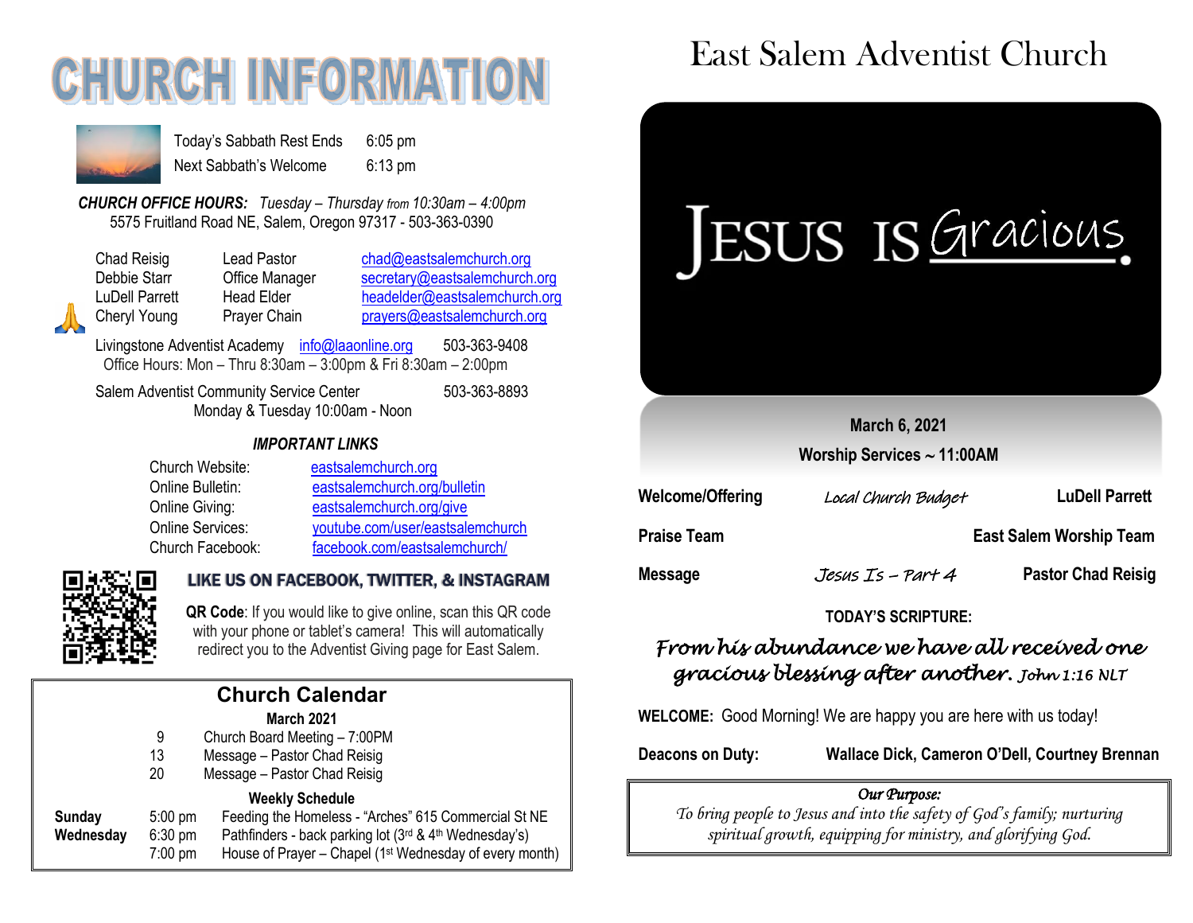# CHURCH INFORMATION

| | |
|---|---|
| Today's Sabbath Rest Ends | 6:05 pm |
| Next Sabbath's Welcome | 6:13 pm |

***CHURCH OFFICE HOURS:*** *Tuesday – Thursday from 10:30am – 4:00pm*
5575 Fruitland Road NE, Salem, Oregon 97317 - 503-363-0390

| | | |
|---|---|---|
| Chad Reisig | Lead Pastor | chad@eastsalemchurch.org |
| Debbie Starr | Office Manager | secretary@eastsalemchurch.org |
| LuDell Parrett | Head Elder | headelder@eastsalemchurch.org |
| Cheryl Young | Prayer Chain | prayers@eastsalemchurch.org |

Livingstone Adventist Academy info@laaonline.org 503-363-9408
Office Hours: Mon – Thru 8:30am – 3:00pm & Fri 8:30am – 2:00pm

Salem Adventist Community Service Center 503-363-8893
Monday & Tuesday 10:00am - Noon

***IMPORTANT LINKS***

| | |
|---|---|
| Church Website: | eastsalemchurch.org |
| Online Bulletin: | eastsalemchurch.org/bulletin |
| Online Giving: | eastsalemchurch.org/give |
| Online Services: | youtube.com/user/eastsalemchurch |
| Church Facebook: | facebook.com/eastsalemchurch/ |

**LIKE US ON FACEBOOK, TWITTER, & INSTAGRAM**

**QR Code**: If you would like to give online, scan this QR code with your phone or tablet's camera! This will automatically redirect you to the Adventist Giving page for East Salem.

## Church Calendar

**March 2021**

| | | |
|---|---|---|
| | 9 | Church Board Meeting – 7:00PM |
| | 13 | Message – Pastor Chad Reisig |
| | 20 | Message – Pastor Chad Reisig |

**Weekly Schedule**

| | | |
|---|---|---|
| **Sunday** | 5:00 pm | Feeding the Homeless - "Arches" 615 Commercial St NE |
| **Wednesday** | 6:30 pm | Pathfinders - back parking lot (3rd & 4th Wednesday's) |
| | 7:00 pm | House of Prayer – Chapel (1st Wednesday of every month) |

# East Salem Adventist Church

JESUS IS Gracious.

**March 6, 2021**

**Worship Services ~ 11:00AM**

| | | |
|---|---|---|
| **Welcome/Offering** | *Local Church Budget* | **LuDell Parrett** |
| **Praise Team** | | **East Salem Worship Team** |
| **Message** | *Jesus Is – Part 4* | **Pastor Chad Reisig** |

**TODAY'S SCRIPTURE:**

*From his abundance we have all received one gracious blessing after another. John 1:16 NLT*

**WELCOME:** Good Morning! We are happy you are here with us today!

**Deacons on Duty:** **Wallace Dick, Cameron O'Dell, Courtney Brennan**

*Our Purpose:*
*To bring people to Jesus and into the safety of God's family; nurturing spiritual growth, equipping for ministry, and glorifying God.*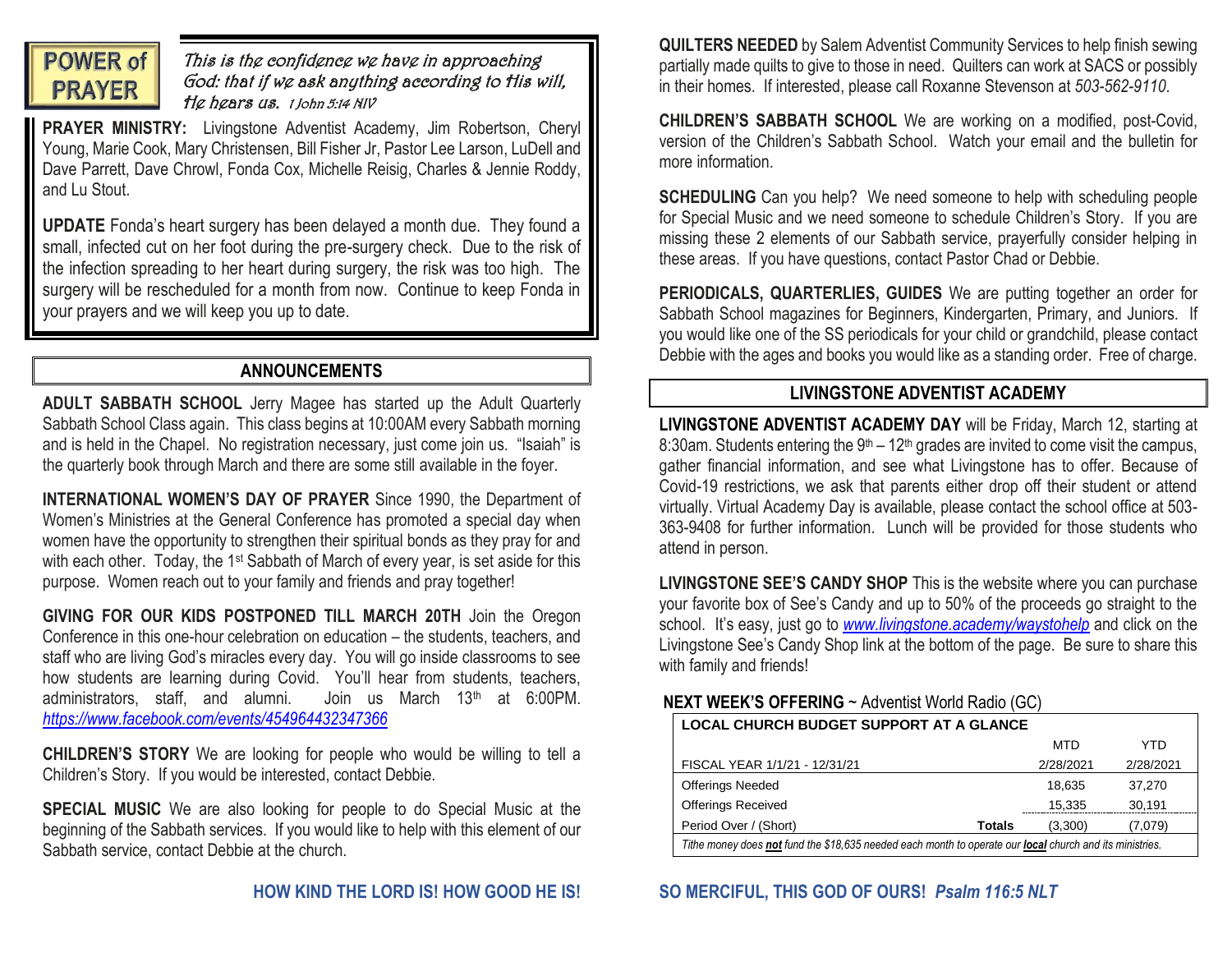**POWER of PRAYER**

*This is the confidence we have in approaching God: that if we ask anything according to His will, He hears us. 1 John 5:14 NIV*

**PRAYER MINISTRY:** Livingstone Adventist Academy, Jim Robertson, Cheryl Young, Marie Cook, Mary Christensen, Bill Fisher Jr, Pastor Lee Larson, LuDell and Dave Parrett, Dave Chrowl, Fonda Cox, Michelle Reisig, Charles & Jennie Roddy, and Lu Stout.

**UPDATE** Fonda's heart surgery has been delayed a month due. They found a small, infected cut on her foot during the pre-surgery check. Due to the risk of the infection spreading to her heart during surgery, the risk was too high. The surgery will be rescheduled for a month from now. Continue to keep Fonda in your prayers and we will keep you up to date.

## ANNOUNCEMENTS

**ADULT SABBATH SCHOOL** Jerry Magee has started up the Adult Quarterly Sabbath School Class again. This class begins at 10:00AM every Sabbath morning and is held in the Chapel. No registration necessary, just come join us. "Isaiah" is the quarterly book through March and there are some still available in the foyer.

**INTERNATIONAL WOMEN'S DAY OF PRAYER** Since 1990, the Department of Women's Ministries at the General Conference has promoted a special day when women have the opportunity to strengthen their spiritual bonds as they pray for and with each other. Today, the 1st Sabbath of March of every year, is set aside for this purpose. Women reach out to your family and friends and pray together!

**GIVING FOR OUR KIDS POSTPONED TILL MARCH 20TH** Join the Oregon Conference in this one-hour celebration on education – the students, teachers, and staff who are living God's miracles every day. You will go inside classrooms to see how students are learning during Covid. You'll hear from students, teachers, administrators, staff, and alumni. Join us March 13th at 6:00PM. *https://www.facebook.com/events/454964432347366*

**CHILDREN'S STORY** We are looking for people who would be willing to tell a Children's Story. If you would be interested, contact Debbie.

**SPECIAL MUSIC** We are also looking for people to do Special Music at the beginning of the Sabbath services. If you would like to help with this element of our Sabbath service, contact Debbie at the church.

**QUILTERS NEEDED** by Salem Adventist Community Services to help finish sewing partially made quilts to give to those in need. Quilters can work at SACS or possibly in their homes. If interested, please call Roxanne Stevenson at *503-562-9110.*

**CHILDREN'S SABBATH SCHOOL** We are working on a modified, post-Covid, version of the Children's Sabbath School. Watch your email and the bulletin for more information.

**SCHEDULING** Can you help? We need someone to help with scheduling people for Special Music and we need someone to schedule Children's Story. If you are missing these 2 elements of our Sabbath service, prayerfully consider helping in these areas. If you have questions, contact Pastor Chad or Debbie.

**PERIODICALS, QUARTERLIES, GUIDES** We are putting together an order for Sabbath School magazines for Beginners, Kindergarten, Primary, and Juniors. If you would like one of the SS periodicals for your child or grandchild, please contact Debbie with the ages and books you would like as a standing order. Free of charge.

## LIVINGSTONE ADVENTIST ACADEMY

**LIVINGSTONE ADVENTIST ACADEMY DAY** will be Friday, March 12, starting at 8:30am. Students entering the 9th – 12th grades are invited to come visit the campus, gather financial information, and see what Livingstone has to offer. Because of Covid-19 restrictions, we ask that parents either drop off their student or attend virtually. Virtual Academy Day is available, please contact the school office at 503-363-9408 for further information. Lunch will be provided for those students who attend in person.

**LIVINGSTONE SEE'S CANDY SHOP** This is the website where you can purchase your favorite box of See's Candy and up to 50% of the proceeds go straight to the school. It's easy, just go to *www.livingstone.academy/waystohelp* and click on the Livingstone See's Candy Shop link at the bottom of the page. Be sure to share this with family and friends!

**NEXT WEEK'S OFFERING** ~ Adventist World Radio (GC)

| LOCAL CHURCH BUDGET SUPPORT AT A GLANCE | | MTD | YTD |
|---|---|---|---|
| FISCAL YEAR 1/1/21 - 12/31/21 | | 2/28/2021 | 2/28/2021 |
| Offerings Needed | | 18,635 | 37,270 |
| Offerings Received | | 15,335 | 30,191 |
| Period Over / (Short) | **Totals** | (3,300) | (7,079) |

*Tithe money does **not** fund the $18,635 needed each month to operate our **local** church and its ministries.*

**HOW KIND THE LORD IS! HOW GOOD HE IS! SO MERCIFUL, THIS GOD OF OURS!** ***Psalm 116:5 NLT***